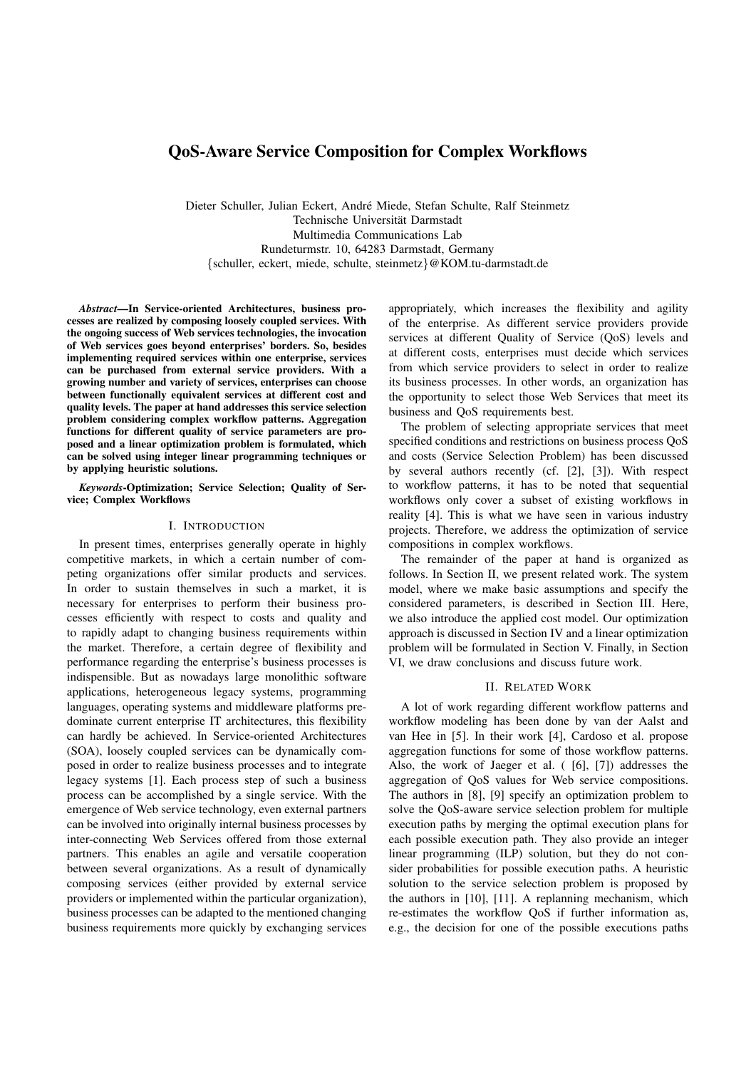# QoS-Aware Service Composition for Complex Workflows

Dieter Schuller, Julian Eckert, André Miede, Stefan Schulte, Ralf Steinmetz
Technische Universität Darmstadt
Multimedia Communications Lab
Rundeturmstr. 10, 64283 Darmstadt, Germany
{schuller, eckert, miede, schulte, steinmetz}@KOM.tu-darmstadt.de

***Abstract*—In Service-oriented Architectures, business processes are realized by composing loosely coupled services. With the ongoing success of Web services technologies, the invocation of Web services goes beyond enterprises' borders. So, besides implementing required services within one enterprise, services can be purchased from external service providers. With a growing number and variety of services, enterprises can choose between functionally equivalent services at different cost and quality levels. The paper at hand addresses this service selection problem considering complex workflow patterns. Aggregation functions for different quality of service parameters are proposed and a linear optimization problem is formulated, which can be solved using integer linear programming techniques or by applying heuristic solutions.**

***Keywords*-Optimization; Service Selection; Quality of Service; Complex Workflows**

## I. Introduction

In present times, enterprises generally operate in highly competitive markets, in which a certain number of competing organizations offer similar products and services. In order to sustain themselves in such a market, it is necessary for enterprises to perform their business processes efficiently with respect to costs and quality and to rapidly adapt to changing business requirements within the market. Therefore, a certain degree of flexibility and performance regarding the enterprise's business processes is indispensible. But as nowadays large monolithic software applications, heterogeneous legacy systems, programming languages, operating systems and middleware platforms predominate current enterprise IT architectures, this flexibility can hardly be achieved. In Service-oriented Architectures (SOA), loosely coupled services can be dynamically composed in order to realize business processes and to integrate legacy systems [1]. Each process step of such a business process can be accomplished by a single service. With the emergence of Web service technology, even external partners can be involved into originally internal business processes by inter-connecting Web Services offered from those external partners. This enables an agile and versatile cooperation between several organizations. As a result of dynamically composing services (either provided by external service providers or implemented within the particular organization), business processes can be adapted to the mentioned changing business requirements more quickly by exchanging services appropriately, which increases the flexibility and agility of the enterprise. As different service providers provide services at different Quality of Service (QoS) levels and at different costs, enterprises must decide which services from which service providers to select in order to realize its business processes. In other words, an organization has the opportunity to select those Web Services that meet its business and QoS requirements best.

The problem of selecting appropriate services that meet specified conditions and restrictions on business process QoS and costs (Service Selection Problem) has been discussed by several authors recently (cf. [2], [3]). With respect to workflow patterns, it has to be noted that sequential workflows only cover a subset of existing workflows in reality [4]. This is what we have seen in various industry projects. Therefore, we address the optimization of service compositions in complex workflows.

The remainder of the paper at hand is organized as follows. In Section II, we present related work. The system model, where we make basic assumptions and specify the considered parameters, is described in Section III. Here, we also introduce the applied cost model. Our optimization approach is discussed in Section IV and a linear optimization problem will be formulated in Section V. Finally, in Section VI, we draw conclusions and discuss future work.

## II. Related Work

A lot of work regarding different workflow patterns and workflow modeling has been done by van der Aalst and van Hee in [5]. In their work [4], Cardoso et al. propose aggregation functions for some of those workflow patterns. Also, the work of Jaeger et al. ( [6], [7]) addresses the aggregation of QoS values for Web service compositions. The authors in [8], [9] specify an optimization problem to solve the QoS-aware service selection problem for multiple execution paths by merging the optimal execution plans for each possible execution path. They also provide an integer linear programming (ILP) solution, but they do not consider probabilities for possible execution paths. A heuristic solution to the service selection problem is proposed by the authors in [10], [11]. A replanning mechanism, which re-estimates the workflow QoS if further information as, e.g., the decision for one of the possible executions paths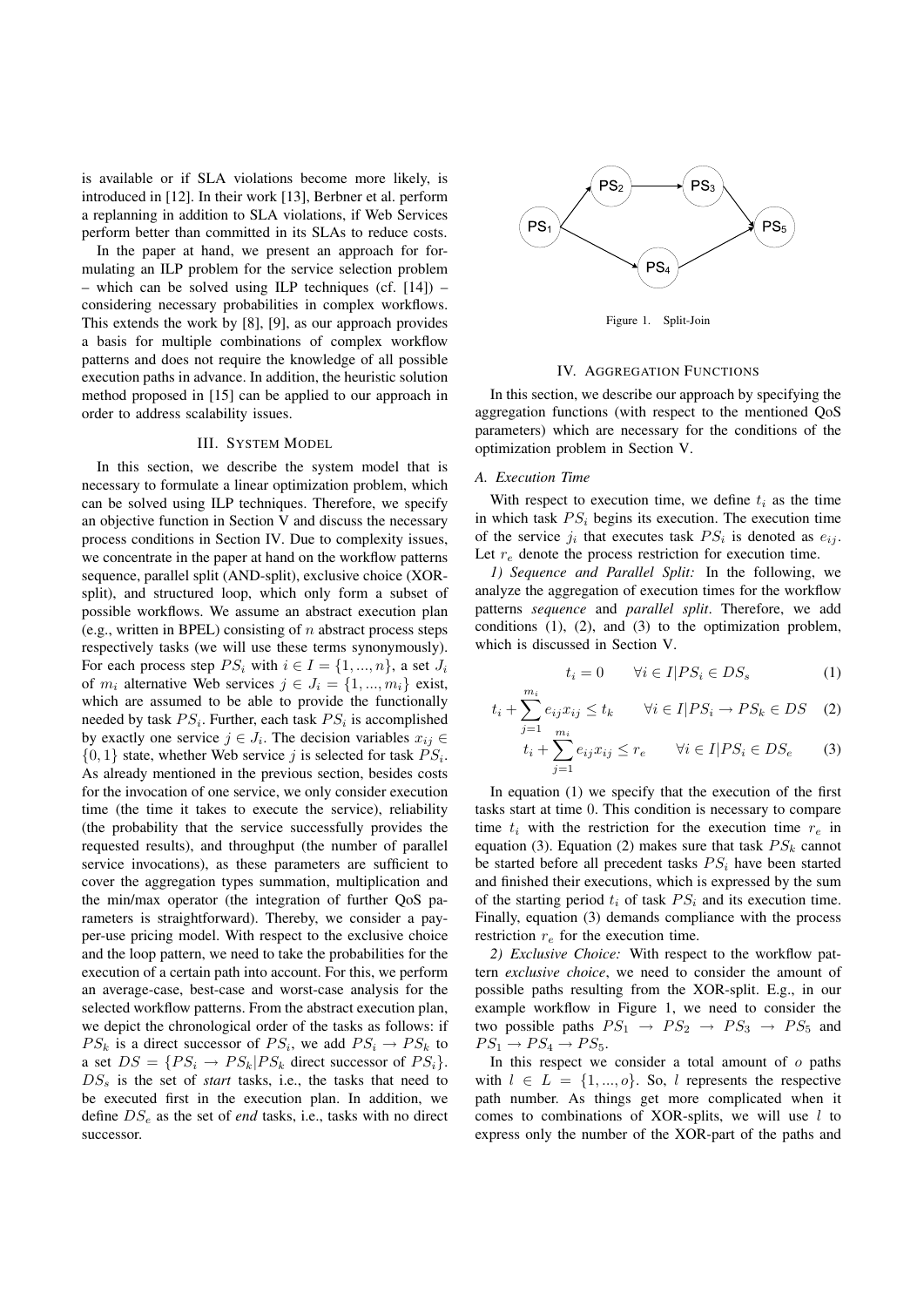is available or if SLA violations become more likely, is introduced in [12]. In their work [13], Berbner et al. perform a replanning in addition to SLA violations, if Web Services perform better than committed in its SLAs to reduce costs.

In the paper at hand, we present an approach for formulating an ILP problem for the service selection problem – which can be solved using ILP techniques (cf. [14]) – considering necessary probabilities in complex workflows. This extends the work by [8], [9], as our approach provides a basis for multiple combinations of complex workflow patterns and does not require the knowledge of all possible execution paths in advance. In addition, the heuristic solution method proposed in [15] can be applied to our approach in order to address scalability issues.

## III. System Model

In this section, we describe the system model that is necessary to formulate a linear optimization problem, which can be solved using ILP techniques. Therefore, we specify an objective function in Section V and discuss the necessary process conditions in Section IV. Due to complexity issues, we concentrate in the paper at hand on the workflow patterns sequence, parallel split (AND-split), exclusive choice (XOR-split), and structured loop, which only form a subset of possible workflows. We assume an abstract execution plan (e.g., written in BPEL) consisting of $n$ abstract process steps respectively tasks (we will use these terms synonymously). For each process step $PS_i$ with $i \in I = \{1, ..., n\}$, a set $J_i$ of $m_i$ alternative Web services $j \in J_i = \{1, ..., m_i\}$ exist, which are assumed to be able to provide the functionally needed by task $PS_i$. Further, each task $PS_i$ is accomplished by exactly one service $j \in J_i$. The decision variables $x_{ij} \in \{0, 1\}$ state, whether Web service $j$ is selected for task $PS_i$. As already mentioned in the previous section, besides costs for the invocation of one service, we only consider execution time (the time it takes to execute the service), reliability (the probability that the service successfully provides the requested results), and throughput (the number of parallel service invocations), as these parameters are sufficient to cover the aggregation types summation, multiplication and the min/max operator (the integration of further QoS parameters is straightforward). Thereby, we consider a pay-per-use pricing model. With respect to the exclusive choice and the loop pattern, we need to take the probabilities for the execution of a certain path into account. For this, we perform an average-case, best-case and worst-case analysis for the selected workflow patterns. From the abstract execution plan, we depict the chronological order of the tasks as follows: if $PS_k$ is a direct successor of $PS_i$, we add $PS_i \rightarrow PS_k$ to a set $DS = \{PS_i \rightarrow PS_k | PS_k \text{ direct successor of } PS_i\}$. $DS_s$ is the set of *start* tasks, i.e., the tasks that need to be executed first in the execution plan. In addition, we define $DS_e$ as the set of *end* tasks, i.e., tasks with no direct successor.

Figure 1. Split-Join

## IV. Aggregation Functions

In this section, we describe our approach by specifying the aggregation functions (with respect to the mentioned QoS parameters) which are necessary for the conditions of the optimization problem in Section V.

### A. Execution Time

With respect to execution time, we define $t_i$ as the time in which task $PS_i$ begins its execution. The execution time of the service $j_i$ that executes task $PS_i$ is denoted as $e_{ij}$. Let $r_e$ denote the process restriction for execution time.

*1) Sequence and Parallel Split:* In the following, we analyze the aggregation of execution times for the workflow patterns *sequence* and *parallel split*. Therefore, we add conditions (1), (2), and (3) to the optimization problem, which is discussed in Section V.

$$t_i = 0 \qquad \forall i \in I | PS_i \in DS_s \tag{1}$$

$$t_i + \sum_{j=1}^{m_i} e_{ij} x_{ij} \leq t_k \qquad \forall i \in I | PS_i \rightarrow PS_k \in DS \tag{2}$$

$$t_i + \sum_{j=1}^{m_i} e_{ij} x_{ij} \leq r_e \qquad \forall i \in I | PS_i \in DS_e \tag{3}$$

In equation (1) we specify that the execution of the first tasks start at time 0. This condition is necessary to compare time $t_i$ with the restriction for the execution time $r_e$ in equation (3). Equation (2) makes sure that task $PS_k$ cannot be started before all precedent tasks $PS_i$ have been started and finished their executions, which is expressed by the sum of the starting period $t_i$ of task $PS_i$ and its execution time. Finally, equation (3) demands compliance with the process restriction $r_e$ for the execution time.

*2) Exclusive Choice:* With respect to the workflow pattern *exclusive choice*, we need to consider the amount of possible paths resulting from the XOR-split. E.g., in our example workflow in Figure 1, we need to consider the two possible paths $PS_1 \rightarrow PS_2 \rightarrow PS_3 \rightarrow PS_5$ and $PS_1 \rightarrow PS_4 \rightarrow PS_5$.

In this respect we consider a total amount of $o$ paths with $l \in L = \{1, ..., o\}$. So, $l$ represents the respective path number. As things get more complicated when it comes to combinations of XOR-splits, we will use $l$ to express only the number of the XOR-part of the paths and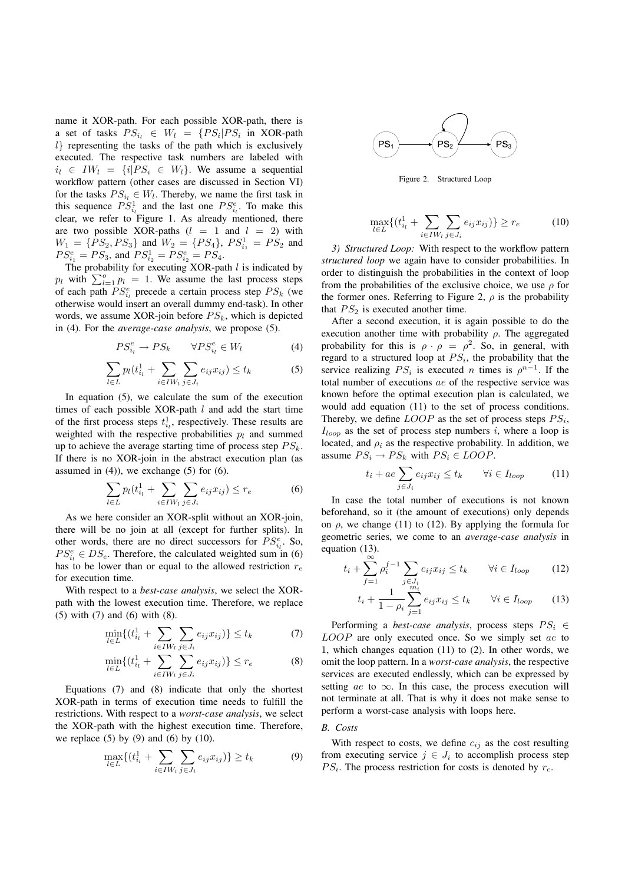name it XOR-path. For each possible XOR-path, there is a set of tasks $PS_{i_l} \in W_l = \{PS_i | PS_i$ in XOR-path $l\}$ representing the tasks of the path which is exclusively executed. The respective task numbers are labeled with $i_l \in IW_l = \{i | PS_i \in W_l\}$. We assume a sequential workflow pattern (other cases are discussed in Section VI) for the tasks $PS_{i_l} \in W_l$. Thereby, we name the first task in this sequence $PS^1_{i_l}$ and the last one $PS^e_{i_l}$. To make this clear, we refer to Figure 1. As already mentioned, there are two possible XOR-paths ($l = 1$ and $l = 2$) with $W_1 = \{PS_2, PS_3\}$ and $W_2 = \{PS_4\}$, $PS^1_{i_1} = PS_2$ and $PS^e_{i_1} = PS_3$, and $PS^1_{i_2} = PS^e_{i_2} = PS_4$.

The probability for executing XOR-path $l$ is indicated by $p_l$ with $\sum_{l=1}^{o} p_l = 1$. We assume the last process steps of each path $PS^e_{i_l}$ precede a certain process step $PS_k$ (we otherwise would insert an overall dummy end-task). In other words, we assume XOR-join before $PS_k$, which is depicted in (4). For the *average-case analysis*, we propose (5).

$$PS^e_{i_l} \rightarrow PS_k \qquad \forall PS^e_{i_l} \in W_l \tag{4}$$

$$\sum_{l \in L} p_l (t^1_{i_l} + \sum_{i \in IW_l} \sum_{j \in J_i} e_{ij} x_{ij}) \leq t_k \tag{5}$$

In equation (5), we calculate the sum of the execution times of each possible XOR-path $l$ and add the start time of the first process steps $t^1_{i_l}$, respectively. These results are weighted with the respective probabilities $p_l$ and summed up to achieve the average starting time of process step $PS_k$. If there is no XOR-join in the abstract execution plan (as assumed in (4)), we exchange (5) for (6).

$$\sum_{l \in L} p_l (t^1_{i_l} + \sum_{i \in IW_l} \sum_{j \in J_i} e_{ij} x_{ij}) \leq r_e \tag{6}$$

As we here consider an XOR-split without an XOR-join, there will be no join at all (except for further splits). In other words, there are no direct successors for $PS^e_{i_l}$. So, $PS^e_{i_l} \in DS_e$. Therefore, the calculated weighted sum in (6) has to be lower than or equal to the allowed restriction $r_e$ for execution time.

With respect to a *best-case analysis*, we select the XOR-path with the lowest execution time. Therefore, we replace (5) with (7) and (6) with (8).

$$\min_{l \in L} \{(t^1_{i_l} + \sum_{i \in IW_l} \sum_{j \in J_i} e_{ij} x_{ij})\} \leq t_k \tag{7}$$

$$\min_{l \in L} \{(t^1_{i_l} + \sum_{i \in IW_l} \sum_{j \in J_i} e_{ij} x_{ij})\} \leq r_e \tag{8}$$

Equations (7) and (8) indicate that only the shortest XOR-path in terms of execution time needs to fulfill the restrictions. With respect to a *worst-case analysis*, we select the XOR-path with the highest execution time. Therefore, we replace (5) by (9) and (6) by (10).

$$\max_{l \in L} \{(t^1_{i_l} + \sum_{i \in IW_l} \sum_{j \in J_i} e_{ij} x_{ij})\} \geq t_k \tag{9}$$

Figure 2. Structured Loop

$$\max_{l \in L} \{(t^1_{i_l} + \sum_{i \in IW_l} \sum_{j \in J_i} e_{ij} x_{ij})\} \geq r_e \tag{10}$$

*3) Structured Loop:* With respect to the workflow pattern *structured loop* we again have to consider probabilities. In order to distinguish the probabilities in the context of loop from the probabilities of the exclusive choice, we use $\rho$ for the former ones. Referring to Figure 2, $\rho$ is the probability that $PS_2$ is executed another time.

After a second execution, it is again possible to do the execution another time with probability $\rho$. The aggregated probability for this is $\rho \cdot \rho = \rho^2$. So, in general, with regard to a structured loop at $PS_i$, the probability that the service realizing $PS_i$ is executed $n$ times is $\rho^{n-1}$. If the total number of executions $ae$ of the respective service was known before the optimal execution plan is calculated, we would add equation (11) to the set of process conditions. Thereby, we define $LOOP$ as the set of process steps $PS_i$, $I_{loop}$ as the set of process step numbers $i$, where a loop is located, and $\rho_i$ as the respective probability. In addition, we assume $PS_i \rightarrow PS_k$ with $PS_i \in LOOP$.

$$t_i + ae \sum_{j \in J_i} e_{ij} x_{ij} \leq t_k \qquad \forall i \in I_{loop} \tag{11}$$

In case the total number of executions is not known beforehand, so it (the amount of executions) only depends on $\rho$, we change (11) to (12). By applying the formula for geometric series, we come to an *average-case analysis* in equation (13).

$$t_i + \sum_{f=1}^{\infty} \rho_i^{f-1} \sum_{j \in J_i} e_{ij} x_{ij} \leq t_k \qquad \forall i \in I_{loop} \tag{12}$$

$$t_i + \frac{1}{1 - \rho_i} \sum_{j=1}^{m_i} e_{ij} x_{ij} \leq t_k \qquad \forall i \in I_{loop} \tag{13}$$

Performing a *best-case analysis*, process steps $PS_i \in LOOP$ are only executed once. So we simply set $ae$ to 1, which changes equation (11) to (2). In other words, we omit the loop pattern. In a *worst-case analysis*, the respective services are executed endlessly, which can be expressed by setting $ae$ to $\infty$. In this case, the process execution will not terminate at all. That is why it does not make sense to perform a worst-case analysis with loops here.

### B. Costs

With respect to costs, we define $c_{ij}$ as the cost resulting from executing service $j \in J_i$ to accomplish process step $PS_i$. The process restriction for costs is denoted by $r_c$.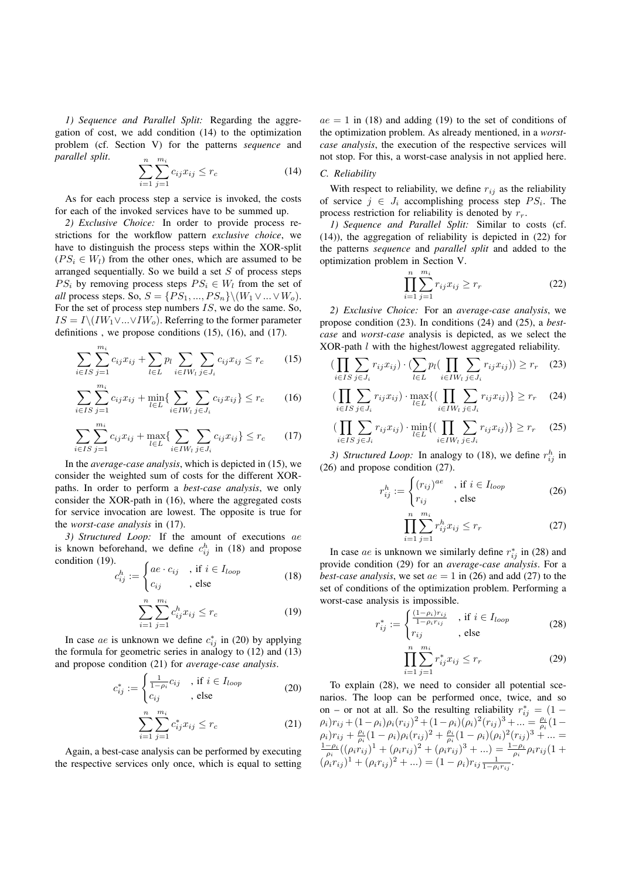*1) Sequence and Parallel Split:* Regarding the aggregation of cost, we add condition (14) to the optimization problem (cf. Section V) for the patterns *sequence* and *parallel split*.

$$\sum_{i=1}^{n}\sum_{j=1}^{m_i} c_{ij}x_{ij} \le r_c \tag{14}$$

As for each process step a service is invoked, the costs for each of the invoked services have to be summed up.

*2) Exclusive Choice:* In order to provide process restrictions for the workflow pattern *exclusive choice*, we have to distinguish the process steps within the XOR-split ($PS_i \in W_l$) from the other ones, which are assumed to be arranged sequentially. So we build a set $S$ of process steps $PS_i$ by removing process steps $PS_i \in W_l$ from the set of *all* process steps. So, $S = \{PS_1, ..., PS_n\}\backslash(W_1 \vee ... \vee W_o)$. For the set of process step numbers $IS$, we do the same. So, $IS = I\backslash(IW_1 \vee ... \vee IW_o)$. Referring to the former parameter definitions , we propose conditions (15), (16), and (17).

$$\sum_{i\in IS}\sum_{j=1}^{m_i} c_{ij}x_{ij} + \sum_{l\in L} p_l \sum_{i\in IW_l}\sum_{j\in J_i} c_{ij}x_{ij} \le r_c \tag{15}$$

$$\sum_{i\in IS}\sum_{j=1}^{m_i} c_{ij}x_{ij} + \min_{l\in L}\{\sum_{i\in IW_l}\sum_{j\in J_i} c_{ij}x_{ij}\} \le r_c \tag{16}$$

$$\sum_{i\in IS}\sum_{j=1}^{m_i} c_{ij}x_{ij} + \max_{l\in L}\{\sum_{i\in IW_l}\sum_{j\in J_i} c_{ij}x_{ij}\} \le r_c \tag{17}$$

In the *average-case analysis*, which is depicted in (15), we consider the weighted sum of costs for the different XOR-paths. In order to perform a *best-case analysis*, we only consider the XOR-path in (16), where the aggregated costs for service invocation are lowest. The opposite is true for the *worst-case analysis* in (17).

*3) Structured Loop:* If the amount of executions $ae$ is known beforehand, we define $c_{ij}^h$ in (18) and propose condition (19).

$$c_{ij}^h := \begin{cases} ae \cdot c_{ij} & \text{, if } i \in I_{loop} \\ c_{ij} & \text{, else} \end{cases} \tag{18}$$

$$\sum_{i=1}^{n}\sum_{j=1}^{m_i} c_{ij}^h x_{ij} \le r_c \tag{19}$$

In case $ae$ is unknown we define $c_{ij}^*$ in (20) by applying the formula for geometric series in analogy to (12) and (13) and propose condition (21) for *average-case analysis*.

$$c_{ij}^* := \begin{cases} \frac{1}{1-\rho_i} c_{ij} & \text{, if } i \in I_{loop} \\ c_{ij} & \text{, else} \end{cases} \tag{20}$$

$$\sum_{i=1}^{n}\sum_{j=1}^{m_i} c_{ij}^* x_{ij} \le r_c \tag{21}$$

Again, a best-case analysis can be performed by executing the respective services only once, which is equal to setting $ae = 1$ in (18) and adding (19) to the set of conditions of the optimization problem. As already mentioned, in a *worst-case analysis*, the execution of the respective services will not stop. For this, a worst-case analysis in not applied here.

### C. Reliability

With respect to reliability, we define $r_{ij}$ as the reliability of service $j \in J_i$ accomplishing process step $PS_i$. The process restriction for reliability is denoted by $r_r$.

*1) Sequence and Parallel Split:* Similar to costs (cf. (14)), the aggregation of reliability is depicted in (22) for the patterns *sequence* and *parallel split* and added to the optimization problem in Section V.

$$\prod_{i=1}^{n}\sum_{j=1}^{m_i} r_{ij}x_{ij} \ge r_r \tag{22}$$

*2) Exclusive Choice:* For an *average-case analysis*, we propose condition (23). In conditions (24) and (25), a *best-case* and *worst-case* analysis is depicted, as we select the XOR-path $l$ with the highest/lowest aggregated reliability.

$$(\prod_{i\in IS}\sum_{j\in J_i} r_{ij}x_{ij}) \cdot (\sum_{l\in L} p_l (\prod_{i\in IW_l}\sum_{j\in J_i} r_{ij}x_{ij})) \ge r_r \tag{23}$$

$$(\prod_{i\in IS}\sum_{j\in J_i} r_{ij}x_{ij}) \cdot \max_{l\in L}\{(\prod_{i\in IW_l}\sum_{j\in J_i} r_{ij}x_{ij})\} \ge r_r \tag{24}$$

$$(\prod_{i\in IS}\sum_{j\in J_i} r_{ij}x_{ij}) \cdot \min_{l\in L}\{(\prod_{i\in IW_l}\sum_{j\in J_i} r_{ij}x_{ij})\} \ge r_r \tag{25}$$

*3) Structured Loop:* In analogy to (18), we define $r_{ij}^h$ in (26) and propose condition (27).

$$r_{ij}^h := \begin{cases} (r_{ij})^{ae} & \text{, if } i \in I_{loop} \\ r_{ij} & \text{, else} \end{cases} \tag{26}$$

$$\prod_{i=1}^{n}\sum_{j=1}^{m_i} r_{ij}^h x_{ij} \le r_r \tag{27}$$

In case $ae$ is unknown we similarly define $r_{ij}^*$ in (28) and provide condition (29) for an *average-case analysis*. For a *best-case analysis*, we set $ae = 1$ in (26) and add (27) to the set of conditions of the optimization problem. Performing a worst-case analysis is impossible.

$$r_{ij}^* := \begin{cases} \frac{(1-\rho_i)r_{ij}}{1-\rho_i r_{ij}} & \text{, if } i \in I_{loop} \\ r_{ij} & \text{, else} \end{cases} \tag{28}$$

$$\prod_{i=1}^{n}\sum_{j=1}^{m_i} r_{ij}^* x_{ij} \le r_r \tag{29}$$

To explain (28), we need to consider all potential scenarios. The loop can be performed once, twice, and so on – or not at all. So the resulting reliability $r_{ij}^* = (1-\rho_i)r_{ij} + (1-\rho_i)\rho_i(r_{ij})^2 + (1-\rho_i)(\rho_i)^2(r_{ij})^3 + ... = \frac{\rho_i}{\rho_i}(1-\rho_i)r_{ij} + \frac{\rho_i}{\rho_i}(1-\rho_i)\rho_i(r_{ij})^2 + \frac{\rho_i}{\rho_i}(1-\rho_i)(\rho_i)^2(r_{ij})^3 + ... = \frac{1-\rho_i}{\rho_i}((\rho_i r_{ij})^1 + (\rho_i r_{ij})^2 + (\rho_i r_{ij})^3 + ...) = \frac{1-\rho_i}{\rho_i}\rho_i r_{ij}(1 + (\rho_i r_{ij})^1 + (\rho_i r_{ij})^2 + ...) = (1-\rho_i)r_{ij}\frac{1}{1-\rho_i r_{ij}}$.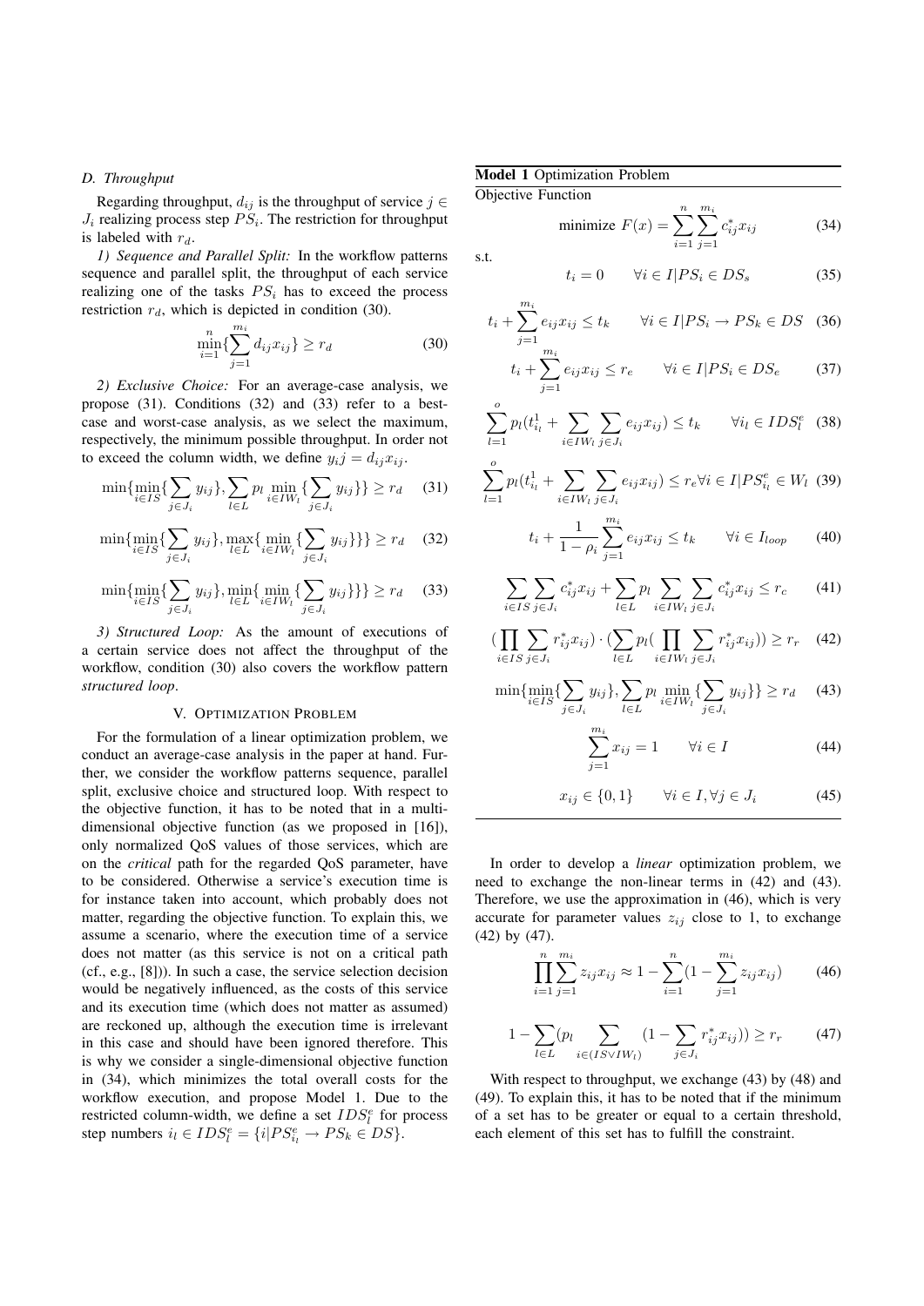### D. Throughput

Regarding throughput, $d_{ij}$ is the throughput of service $j \in J_i$ realizing process step $PS_i$. The restriction for throughput is labeled with $r_d$.

*1) Sequence and Parallel Split:* In the workflow patterns sequence and parallel split, the throughput of each service realizing one of the tasks $PS_i$ has to exceed the process restriction $r_d$, which is depicted in condition (30).

$$\min_{i=1}^{n}\{\sum_{j=1}^{m_i} d_{ij}x_{ij}\} \geq r_d \tag{30}$$

*2) Exclusive Choice:* For an average-case analysis, we propose (31). Conditions (32) and (33) refer to a best-case and worst-case analysis, as we select the maximum, respectively, the minimum possible throughput. In order not to exceed the column width, we define $y_i j = d_{ij}x_{ij}$.

$$\min\{\min_{i\in IS}\{\sum_{j\in J_i} y_{ij}\}, \sum_{l\in L} p_l \min_{i\in IW_l}\{\sum_{j\in J_i} y_{ij}\}\} \geq r_d \tag{31}$$

$$\min\{\min_{i\in IS}\{\sum_{j\in J_i} y_{ij}\}, \max_{l\in L}\{\min_{i\in IW_l}\{\sum_{j\in J_i} y_{ij}\}\}\} \geq r_d \tag{32}$$

$$\min\{\min_{i\in IS}\{\sum_{j\in J_i} y_{ij}\}, \min_{l\in L}\{\min_{i\in IW_l}\{\sum_{j\in J_i} y_{ij}\}\}\} \geq r_d \tag{33}$$

*3) Structured Loop:* As the amount of executions of a certain service does not affect the throughput of the workflow, condition (30) also covers the workflow pattern *structured loop*.

## V. Optimization Problem

For the formulation of a linear optimization problem, we conduct an average-case analysis in the paper at hand. Further, we consider the workflow patterns sequence, parallel split, exclusive choice and structured loop. With respect to the objective function, it has to be noted that in a multi-dimensional objective function (as we proposed in [16]), only normalized QoS values of those services, which are on the *critical* path for the regarded QoS parameter, have to be considered. Otherwise a service's execution time is for instance taken into account, which probably does not matter, regarding the objective function. To explain this, we assume a scenario, where the execution time of a service does not matter (as this service is not on a critical path (cf., e.g., [8])). In such a case, the service selection decision would be negatively influenced, as the costs of this service and its execution time (which does not matter as assumed) are reckoned up, although the execution time is irrelevant in this case and should have been ignored therefore. This is why we consider a single-dimensional objective function in (34), which minimizes the total overall costs for the workflow execution, and propose Model 1. Due to the restricted column-width, we define a set $IDS_l^e$ for process step numbers $i_l \in IDS_l^e = \{i|PS_{i_l}^e \to PS_k \in DS\}$.

**Model 1** Optimization Problem

Objective Function

$$\text{minimize } F(x) = \sum_{i=1}^{n}\sum_{j=1}^{m_i} c_{ij}^{*}x_{ij} \tag{34}$$

s.t.

$$t_i = 0 \qquad \forall i \in I|PS_i \in DS_s \tag{35}$$

$$t_i + \sum_{j=1}^{m_i} e_{ij}x_{ij} \leq t_k \qquad \forall i \in I|PS_i \to PS_k \in DS \tag{36}$$

$$t_i + \sum_{j=1}^{m_i} e_{ij}x_{ij} \leq r_e \qquad \forall i \in I|PS_i \in DS_e \tag{37}$$

$$\sum_{l=1}^{o} p_l(t_{i_l}^1 + \sum_{i\in IW_l}\sum_{j\in J_i} e_{ij}x_{ij}) \leq t_k \qquad \forall i_l \in IDS_l^e \tag{38}$$

$$\sum_{l=1}^{o} p_l(t_{i_l}^1 + \sum_{i\in IW_l}\sum_{j\in J_i} e_{ij}x_{ij}) \leq r_e \forall i \in I|PS_{i_l}^e \in W_l \tag{39}$$

$$t_i + \frac{1}{1-\rho_i}\sum_{j=1}^{m_i} e_{ij}x_{ij} \leq t_k \qquad \forall i \in I_{loop} \tag{40}$$

$$\sum_{i\in IS}\sum_{j\in J_i} c_{ij}^{*}x_{ij} + \sum_{l\in L} p_l \sum_{i\in IW_l}\sum_{j\in J_i} c_{ij}^{*}x_{ij} \leq r_c \tag{41}$$

$$(\prod_{i\in IS}\sum_{j\in J_i} r_{ij}^{*}x_{ij}) \cdot (\sum_{l\in L} p_l(\prod_{i\in IW_l}\sum_{j\in J_i} r_{ij}^{*}x_{ij})) \geq r_r \tag{42}$$

$$\min\{\min_{i\in IS}\{\sum_{j\in J_i} y_{ij}\}, \sum_{l\in L} p_l \min_{i\in IW_l}\{\sum_{j\in J_i} y_{ij}\}\} \geq r_d \tag{43}$$

$$\sum_{j=1}^{m_i} x_{ij} = 1 \qquad \forall i \in I \tag{44}$$

$$x_{ij} \in \{0,1\} \qquad \forall i \in I, \forall j \in J_i \tag{45}$$

In order to develop a *linear* optimization problem, we need to exchange the non-linear terms in (42) and (43). Therefore, we use the approximation in (46), which is very accurate for parameter values $z_{ij}$ close to 1, to exchange (42) by (47).

$$\prod_{i=1}^{n}\sum_{j=1}^{m_i} z_{ij}x_{ij} \approx 1 - \sum_{i=1}^{n}(1 - \sum_{j=1}^{m_i} z_{ij}x_{ij}) \tag{46}$$

$$1 - \sum_{l\in L}(p_l \sum_{i\in(IS\vee IW_l)}(1 - \sum_{j\in J_i} r_{ij}^{*}x_{ij})) \geq r_r \tag{47}$$

With respect to throughput, we exchange (43) by (48) and (49). To explain this, it has to be noted that if the minimum of a set has to be greater or equal to a certain threshold, each element of this set has to fulfill the constraint.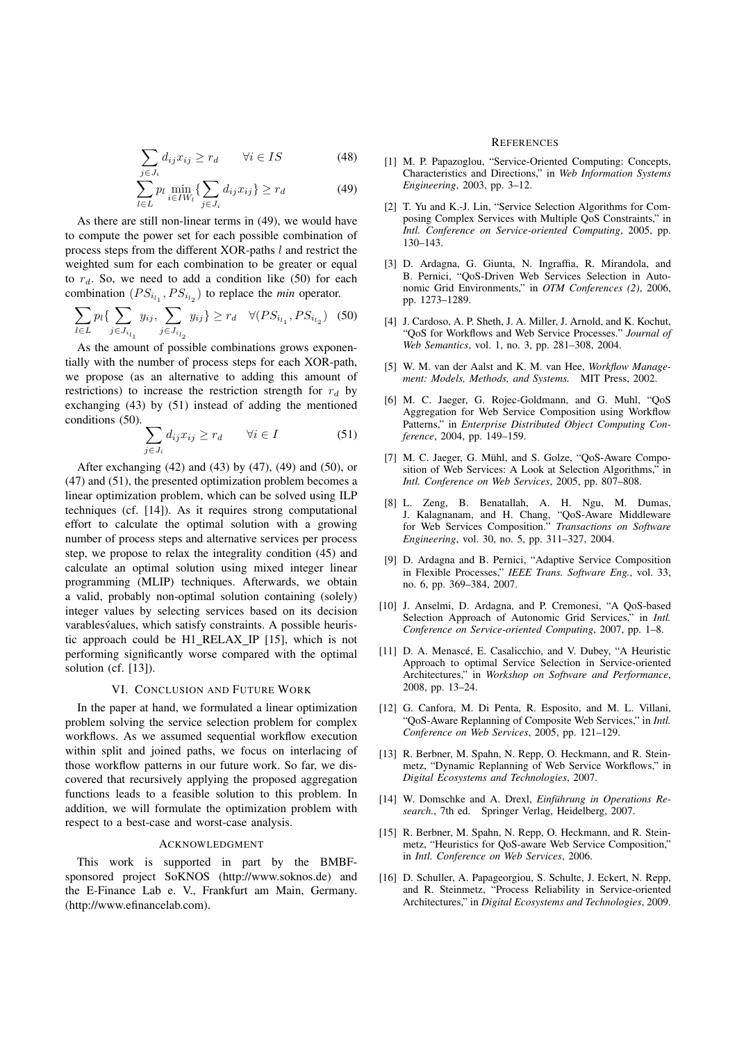$$\sum_{j \in J_i} d_{ij} x_{ij} \geq r_d \qquad \forall i \in IS \tag{48}$$

$$\sum_{l \in L} p_l \min_{i \in IW_l} \{ \sum_{j \in J_i} d_{ij} x_{ij} \} \geq r_d \tag{49}$$

As there are still non-linear terms in (49), we would have to compute the power set for each possible combination of process steps from the different XOR-paths $l$ and restrict the weighted sum for each combination to be greater or equal to $r_d$. So, we need to add a condition like (50) for each combination $(PS_{i_{l_1}}, PS_{i_{l_2}})$ to replace the *min* operator.

$$\sum_{l \in L} p_l \{ \sum_{j \in J_{i_{l_1}}} y_{ij}, \sum_{j \in J_{i_{l_2}}} y_{ij} \} \geq r_d \quad \forall (PS_{i_{l_1}}, PS_{i_{l_2}}) \tag{50}$$

As the amount of possible combinations grows exponentially with the number of process steps for each XOR-path, we propose (as an alternative to adding this amount of restrictions) to increase the restriction strength for $r_d$ by exchanging (43) by (51) instead of adding the mentioned conditions (50).

$$\sum_{j \in J_i} d_{ij} x_{ij} \geq r_d \qquad \forall i \in I \tag{51}$$

After exchanging (42) and (43) by (47), (49) and (50), or (47) and (51), the presented optimization problem becomes a linear optimization problem, which can be solved using ILP techniques (cf. [14]). As it requires strong computational effort to calculate the optimal solution with a growing number of process steps and alternative services per process step, we propose to relax the integrality condition (45) and calculate an optimal solution using mixed integer linear programming (MLIP) techniques. Afterwards, we obtain a valid, probably non-optimal solution containing (solely) integer values by selecting services based on its decision varablesv́alues, which satisfy constraints. A possible heuristic approach could be H1_RELAX_IP [15], which is not performing significantly worse compared with the optimal solution (cf. [13]).

## VI. Conclusion and Future Work

In the paper at hand, we formulated a linear optimization problem solving the service selection problem for complex workflows. As we assumed sequential workflow execution within split and joined paths, we focus on interlacing of those workflow patterns in our future work. So far, we discovered that recursively applying the proposed aggregation functions leads to a feasible solution to this problem. In addition, we will formulate the optimization problem with respect to a best-case and worst-case analysis.

## Acknowledgment

This work is supported in part by the BMBF-sponsored project SoKNOS (http://www.soknos.de) and the E-Finance Lab e. V., Frankfurt am Main, Germany. (http://www.efinancelab.com).

## References

[1] M. P. Papazoglou, "Service-Oriented Computing: Concepts, Characteristics and Directions," in *Web Information Systems Engineering*, 2003, pp. 3–12.

[2] T. Yu and K.-J. Lin, "Service Selection Algorithms for Composing Complex Services with Multiple QoS Constraints," in *Intl. Conference on Service-oriented Computing*, 2005, pp. 130–143.

[3] D. Ardagna, G. Giunta, N. Ingraffia, R. Mirandola, and B. Pernici, "QoS-Driven Web Services Selection in Autonomic Grid Environments," in *OTM Conferences (2)*, 2006, pp. 1273–1289.

[4] J. Cardoso, A. P. Sheth, J. A. Miller, J. Arnold, and K. Kochut, "QoS for Workflows and Web Service Processes." *Journal of Web Semantics*, vol. 1, no. 3, pp. 281–308, 2004.

[5] W. M. van der Aalst and K. M. van Hee, *Workflow Management: Models, Methods, and Systems.* MIT Press, 2002.

[6] M. C. Jaeger, G. Rojec-Goldmann, and G. Muhl, "QoS Aggregation for Web Service Composition using Workflow Patterns," in *Enterprise Distributed Object Computing Conference*, 2004, pp. 149–159.

[7] M. C. Jaeger, G. Mühl, and S. Golze, "QoS-Aware Composition of Web Services: A Look at Selection Algorithms," in *Intl. Conference on Web Services*, 2005, pp. 807–808.

[8] L. Zeng, B. Benatallah, A. H. Ngu, M. Dumas, J. Kalagnanam, and H. Chang, "QoS-Aware Middleware for Web Services Composition." *Transactions on Software Engineering*, vol. 30, no. 5, pp. 311–327, 2004.

[9] D. Ardagna and B. Pernici, "Adaptive Service Composition in Flexible Processes," *IEEE Trans. Software Eng.*, vol. 33, no. 6, pp. 369–384, 2007.

[10] J. Anselmi, D. Ardagna, and P. Cremonesi, "A QoS-based Selection Approach of Autonomic Grid Services," in *Intl. Conference on Service-oriented Computing*, 2007, pp. 1–8.

[11] D. A. Menascé, E. Casalicchio, and V. Dubey, "A Heuristic Approach to optimal Service Selection in Service-oriented Architectures," in *Workshop on Software and Performance*, 2008, pp. 13–24.

[12] G. Canfora, M. Di Penta, R. Esposito, and M. L. Villani, "QoS-Aware Replanning of Composite Web Services," in *Intl. Conference on Web Services*, 2005, pp. 121–129.

[13] R. Berbner, M. Spahn, N. Repp, O. Heckmann, and R. Steinmetz, "Dynamic Replanning of Web Service Workflows," in *Digital Ecosystems and Technologies*, 2007.

[14] W. Domschke and A. Drexl, *Einführung in Operations Research.*, 7th ed. Springer Verlag, Heidelberg, 2007.

[15] R. Berbner, M. Spahn, N. Repp, O. Heckmann, and R. Steinmetz, "Heuristics for QoS-aware Web Service Composition," in *Intl. Conference on Web Services*, 2006.

[16] D. Schuller, A. Papageorgiou, S. Schulte, J. Eckert, N. Repp, and R. Steinmetz, "Process Reliability in Service-oriented Architectures," in *Digital Ecosystems and Technologies*, 2009.